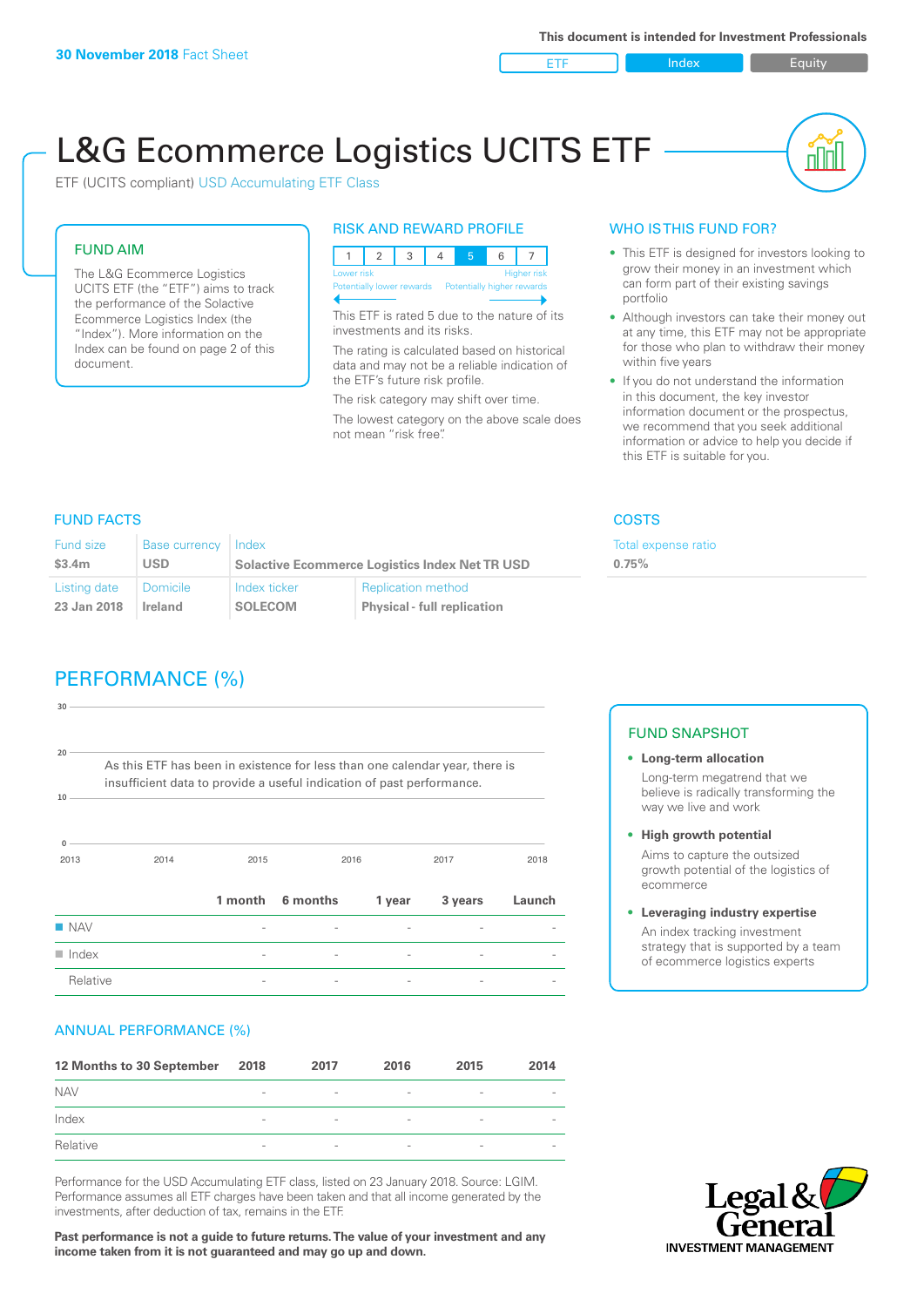**30 November 2018** Fact Sheet

This document is intended for Investment Professionals

ETF | Index | Equity

# L&G Ecommerce Logistics UCITS ETF

ETF (UCITS compliant) USD Accumulating ETF Class

## FUND AIM

The L&G Ecommerce Logistics UCITS ETF (the "ETF") aims to track the performance of the Solactive Ecommerce Logistics Index (the "Index"). More information on the Index can be found on page 2 of this document.

## RISK AND REWARD PROFILE

| 1 | 2 | 3 | 4 | 5 | 6 | 7 |
|---|---|---|---|---|---|---|

Lower risk — Potentially lower rewards | Higher risk — Potentially higher rewards

This ETF is rated 5 due to the nature of its investments and its risks.

The rating is calculated based on historical data and may not be a reliable indication of the ETF's future risk profile.

The risk category may shift over time.

The lowest category on the above scale does not mean "risk free".

## WHO IS THIS FUND FOR?

- This ETF is designed for investors looking to grow their money in an investment which can form part of their existing savings portfolio
- Although investors can take their money out at any time, this ETF may not be appropriate for those who plan to withdraw their money within five years
- If you do not understand the information in this document, the key investor information document or the prospectus, we recommend that you seek additional information or advice to help you decide if this ETF is suitable for you.

## FUND FACTS

| Fund size | Base currency | Index | |
|---|---|---|---|
| $3.4m | USD | Solactive Ecommerce Logistics Index Net TR USD | |
| **Listing date** | **Domicile** | **Index ticker** | **Replication method** |
| 23 Jan 2018 | Ireland | SOLECOM | Physical - full replication |

## COSTS

| Total expense ratio |
|---|
| 0.75% |

## PERFORMANCE (%)

As this ETF has been in existence for less than one calendar year, there is insufficient data to provide a useful indication of past performance.

| | 1 month | 6 months | 1 year | 3 years | Launch |
|---|---|---|---|---|---|
| NAV | - | - | - | - | - |
| Index | - | - | - | - | - |
| Relative | - | - | - | - | - |

## FUND SNAPSHOT

- **Long-term allocation**
  Long-term megatrend that we believe is radically transforming the way we live and work
- **High growth potential**
  Aims to capture the outsized growth potential of the logistics of ecommerce
- **Leveraging industry expertise**
  An index tracking investment strategy that is supported by a team of ecommerce logistics experts

## ANNUAL PERFORMANCE (%)

| 12 Months to 30 September | 2018 | 2017 | 2016 | 2015 | 2014 |
|---|---|---|---|---|---|
| NAV | - | - | - | - | - |
| Index | - | - | - | - | - |
| Relative | - | - | - | - | - |

Performance for the USD Accumulating ETF class, listed on 23 January 2018. Source: LGIM. Performance assumes all ETF charges have been taken and that all income generated by the investments, after deduction of tax, remains in the ETF.

**Past performance is not a guide to future returns. The value of your investment and any income taken from it is not guaranteed and may go up and down.**

Legal & General INVESTMENT MANAGEMENT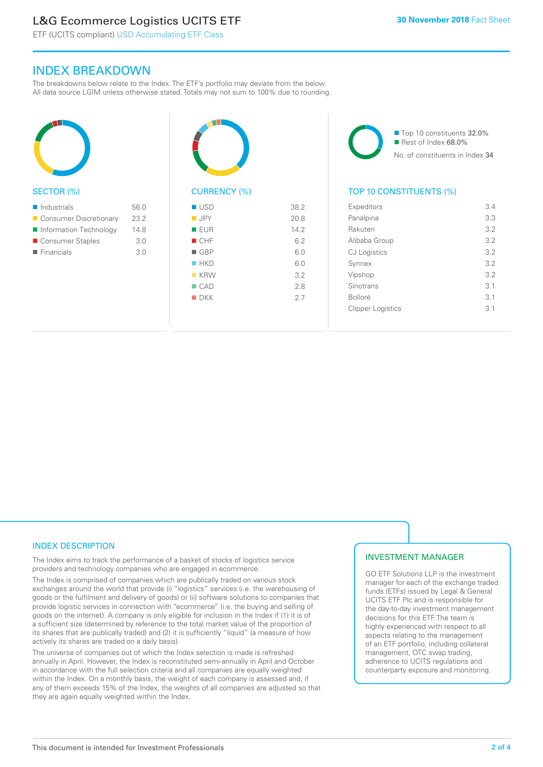## INDEX BREAKDOWN

The breakdowns below relate to the Index. The ETF's portfolio may deviate from the below. All data source LGIM unless otherwise stated. Totals may not sum to 100% due to rounding.

### SECTOR (%)

| Sector | % |
|---|---|
| Industrials | 56.0 |
| Consumer Discretionary | 23.2 |
| Information Technology | 14.8 |
| Consumer Staples | 3.0 |
| Financials | 3.0 |

### CURRENCY (%)

| Currency | % |
|---|---|
| USD | 38.2 |
| JPY | 20.8 |
| EUR | 14.2 |
| CHF | 6.2 |
| GBP | 6.0 |
| HKD | 6.0 |
| KRW | 3.2 |
| CAD | 2.8 |
| DKK | 2.7 |

Top 10 constituents 32.0%
Rest of Index 68.0%
No. of constituents in Index 34

### TOP 10 CONSTITUENTS (%)

| Constituent | % |
|---|---|
| Expeditors | 3.4 |
| Panalpina | 3.3 |
| Rakuten | 3.2 |
| Alibaba Group | 3.2 |
| CJ Logistics | 3.2 |
| Synnex | 3.2 |
| Vipshop | 3.2 |
| Sinotrans | 3.1 |
| Bolloré | 3.1 |
| Clipper Logistics | 3.1 |

### INDEX DESCRIPTION

The Index aims to track the performance of a basket of stocks of logistics service providers and technology companies who are engaged in ecommerce.

The Index is comprised of companies which are publically traded on various stock exchanges around the world that provide (i) "logistics" services (i.e. the warehousing of goods or the fulfilment and delivery of goods) or (ii) software solutions to companies that provide logistic services in connection with "ecommerce" (i.e. the buying and selling of goods on the internet). A company is only eligible for inclusion in the Index if (1) it is of a sufficient size (determined by reference to the total market value of the proportion of its shares that are publically traded) and (2) it is sufficiently "liquid" (a measure of how actively its shares are traded on a daily basis).

The universe of companies out of which the Index selection is made is refreshed annually in April. However, the Index is reconstituted semi-annually in April and October in accordance with the full selection criteria and all companies are equally weighted within the Index. On a monthly basis, the weight of each company is assessed and, if any of them exceeds 15% of the Index, the weights of all companies are adjusted so that they are again equally weighted within the Index.

### INVESTMENT MANAGER

GO ETF Solutions LLP is the investment manager for each of the exchange traded funds (ETFs) issued by Legal & General UCITS ETF Plc and is responsible for the day-to-day investment management decisions for this ETF. The team is highly experienced with respect to all aspects relating to the management of an ETF portfolio, including collateral management, OTC swap trading, adherence to UCITS regulations and counterparty exposure and monitoring.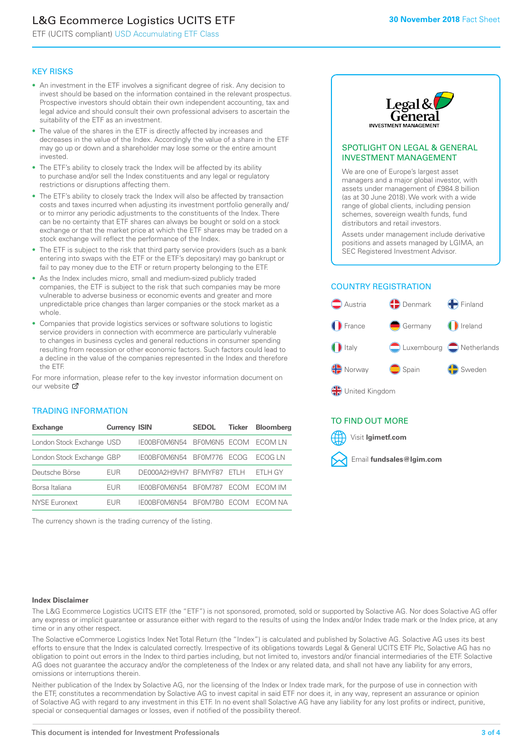# L&G Ecommerce Logistics UCITS ETF

ETF (UCITS compliant) USD Accumulating ETF Class

30 November 2018 Fact Sheet

## KEY RISKS

- An investment in the ETF involves a significant degree of risk. Any decision to invest should be based on the information contained in the relevant prospectus. Prospective investors should obtain their own independent accounting, tax and legal advice and should consult their own professional advisers to ascertain the suitability of the ETF as an investment.
- The value of the shares in the ETF is directly affected by increases and decreases in the value of the Index. Accordingly the value of a share in the ETF may go up or down and a shareholder may lose some or the entire amount invested.
- The ETF's ability to closely track the Index will be affected by its ability to purchase and/or sell the Index constituents and any legal or regulatory restrictions or disruptions affecting them.
- The ETF's ability to closely track the Index will also be affected by transaction costs and taxes incurred when adjusting its investment portfolio generally and/or to to mirror any periodic adjustments to the constituents of the Index. There can be no certainty that ETF shares can always be bought or sold on a stock exchange or that the market price at which the ETF shares may be traded on a stock exchange will reflect the performance of the Index.
- The ETF is subject to the risk that third party service providers (such as a bank entering into swaps with the ETF or the ETF's depositary) may go bankrupt or fail to pay money due to the ETF or return property belonging to the ETF.
- As the Index includes micro, small and medium-sized publicly traded companies, the ETF is subject to the risk that such companies may be more vulnerable to adverse business or economic events and greater and more unpredictable price changes than larger companies or the stock market as a whole.
- Companies that provide logistics services or software solutions to logistic service providers in connection with ecommerce are particularly vulnerable to changes in business cycles and general reductions in consumer spending resulting from recession or other economic factors. Such factors could lead to a decline in the value of the companies represented in the Index and therefore the ETF.

For more information, please refer to the key investor information document on our website

## TRADING INFORMATION

| Exchange | Currency | ISIN | SEDOL | Ticker | Bloomberg |
|---|---|---|---|---|---|
| London Stock Exchange | USD | IE00BF0M6N54 | BF0M6N5 | ECOM | ECOM LN |
| London Stock Exchange | GBP | IE00BF0M6N54 | BF0M776 | ECOG | ECOG LN |
| Deutsche Börse | EUR | DE000A2H9VH7 | BFMYF87 | ETLH | ETLH GY |
| Borsa Italiana | EUR | IE00BF0M6N54 | BF0M787 | ECOM | ECOM IM |
| NYSE Euronext | EUR | IE00BF0M6N54 | BF0M7B0 | ECOM | ECOM NA |

The currency shown is the trading currency of the listing.

## SPOTLIGHT ON LEGAL & GENERAL INVESTMENT MANAGEMENT

We are one of Europe's largest asset managers and a major global investor, with assets under management of £984.8 billion (as at 30 June 2018). We work with a wide range of global clients, including pension schemes, sovereign wealth funds, fund distributors and retail investors.

Assets under management include derivative positions and assets managed by LGIMA, an SEC Registered Investment Advisor.

## COUNTRY REGISTRATION

Austria, Denmark, Finland, France, Germany, Ireland, Italy, Luxembourg, Netherlands, Norway, Spain, Sweden, United Kingdom

## TO FIND OUT MORE

Visit **lgimetf.com**

Email **fundsales@lgim.com**

**Index Disclaimer**

The L&G Ecommerce Logistics UCITS ETF (the "ETF") is not sponsored, promoted, sold or supported by Solactive AG. Nor does Solactive AG offer any express or implicit guarantee or assurance either with regard to the results of using the Index and/or Index trade mark or the Index price, at any time or in any other respect.

The Solactive eCommerce Logistics Index Net Total Return (the "Index") is calculated and published by Solactive AG. Solactive AG uses its best efforts to ensure that the Index is calculated correctly. Irrespective of its obligations towards Legal & General UCITS ETF Plc, Solactive AG has no obligation to point out errors in the Index to third parties including, but not limited to, investors and/or financial intermediaries of the ETF. Solactive AG does not guarantee the accuracy and/or the completeness of the Index or any related data, and shall not have any liability for any errors, omissions or interruptions therein.

Neither publication of the Index by Solactive AG, nor the licensing of the Index or Index trade mark, for the purpose of use in connection with the ETF, constitutes a recommendation by Solactive AG to invest capital in said ETF nor does it, in any way, represent an assurance or opinion of Solactive AG with regard to any investment in this ETF. In no event shall Solactive AG have any liability for any lost profits or indirect, punitive, special or consequential damages or losses, even if notified of the possibility thereof.

This document is intended for Investment Professionals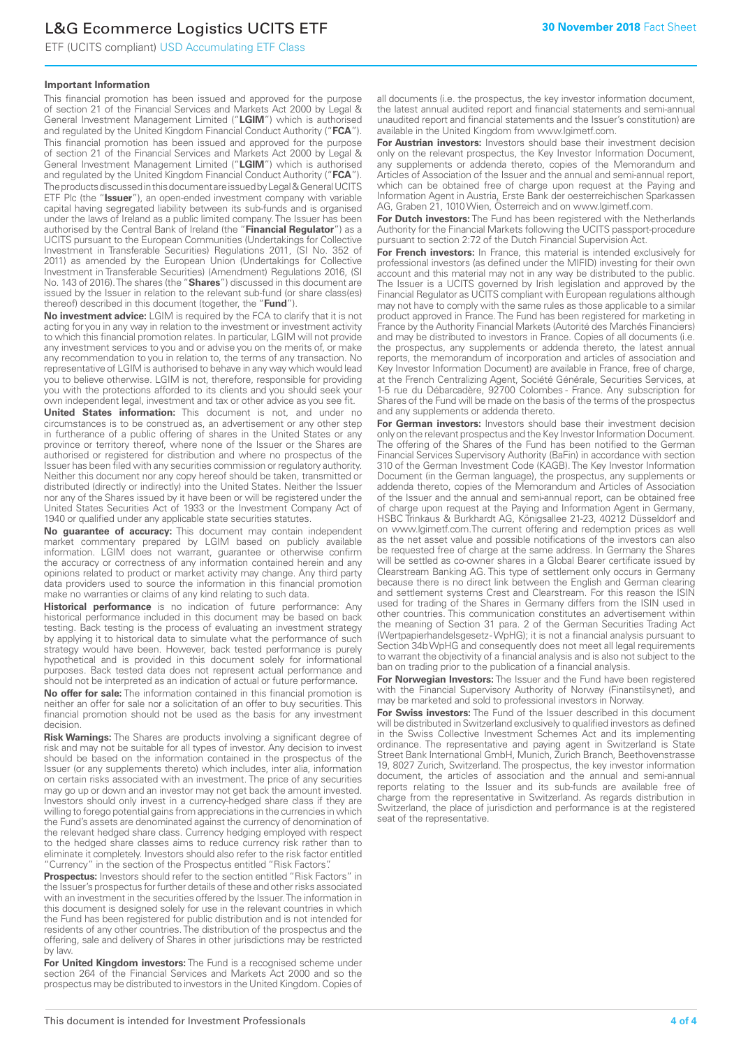## Important Information

This financial promotion has been issued and approved for the purpose of section 21 of the Financial Services and Markets Act 2000 by Legal & General Investment Management Limited ("**LGIM**") which is authorised and regulated by the United Kingdom Financial Conduct Authority ("**FCA**"). This financial promotion has been issued and approved for the purpose of section 21 of the Financial Services and Markets Act 2000 by Legal & General Investment Management Limited ("**LGIM**") which is authorised and regulated by the United Kingdom Financial Conduct Authority ("**FCA**"). The products discussed in this document are issued by Legal & General UCITS ETF Plc (the "**Issuer**"), an open-ended investment company with variable capital having segregated liability between its sub-funds and is organised under the laws of Ireland as a public limited company. The Issuer has been authorised by the Central Bank of Ireland (the "**Financial Regulator**") as a UCITS pursuant to the European Communities (Undertakings for Collective Investment in Transferable Securities) Regulations 2011, (SI No. 352 of 2011) as amended by the European Union (Undertakings for Collective Investment in Transferable Securities) (Amendment) Regulations 2016, (SI No. 143 of 2016). The shares (the "**Shares**") discussed in this document are issued by the Issuer in relation to the relevant sub-fund (or share class(es) thereof) described in this document (together, the "**Fund**").

**No investment advice:** LGIM is required by the FCA to clarify that it is not acting for you in any way in relation to the investment or investment activity to which this financial promotion relates. In particular, LGIM will not provide any investment services to you and or advise you on the merits of, or make any recommendation to you in relation to, the terms of any transaction. No representative of LGIM is authorised to behave in any way which would lead you to believe otherwise. LGIM is not, therefore, responsible for providing you with the protections afforded to its clients and you should seek your own independent legal, investment and tax or other advice as you see fit.

**United States information:** This document is not, and under no circumstances is to be construed as, an advertisement or any other step in furtherance of a public offering of shares in the United States or any province or territory thereof, where none of the Issuer or the Shares are authorised or registered for distribution and where no prospectus of the Issuer has been filed with any securities commission or regulatory authority. Neither this document nor any copy hereof should be taken, transmitted or distributed (directly or indirectly) into the United States. Neither the Issuer nor any of the Shares issued by it have been or will be registered under the United States Securities Act of 1933 or the Investment Company Act of 1940 or qualified under any applicable state securities statutes.

**No guarantee of accuracy:** This document may contain independent market commentary prepared by LGIM based on publicly available information. LGIM does not warrant, guarantee or otherwise confirm the accuracy or correctness of any information contained herein and any opinions related to product or market activity may change. Any third party data providers used to source the information in this financial promotion make no warranties or claims of any kind relating to such data.

**Historical performance** is no indication of future performance: Any historical performance included in this document may be based on back testing. Back testing is the process of evaluating an investment strategy by applying it to historical data to simulate what the performance of such strategy would have been. However, back tested performance is purely hypothetical and is provided in this document solely for informational purposes. Back tested data does not represent actual performance and should not be interpreted as an indication of actual or future performance.

**No offer for sale:** The information contained in this financial promotion is neither an offer for sale nor a solicitation of an offer to buy securities. This financial promotion should not be used as the basis for any investment decision.

**Risk Warnings:** The Shares are products involving a significant degree of risk and may not be suitable for all types of investor. Any decision to invest should be based on the information contained in the prospectus of the Issuer (or any supplements thereto) which includes, inter alia, information on certain risks associated with an investment. The price of any securities may go up or down and an investor may not get back the amount invested. Investors should only invest in a currency-hedged share class if they are willing to forego potential gains from appreciations in the currencies in which the Fund's assets are denominated against the currency of denomination of the relevant hedged share class. Currency hedging employed with respect to the hedged share classes aims to reduce currency risk rather than to eliminate it completely. Investors should also refer to the risk factor entitled "Currency" in the section of the Prospectus entitled "Risk Factors".

**Prospectus:** Investors should refer to the section entitled "Risk Factors" in the Issuer's prospectus for further details of these and other risks associated with an investment in the securities offered by the Issuer. The information in this document is designed solely for use in the relevant countries in which the Fund has been registered for public distribution and is not intended for residents of any other countries. The distribution of the prospectus and the offering, sale and delivery of Shares in other jurisdictions may be restricted by law.

**For United Kingdom investors:** The Fund is a recognised scheme under section 264 of the Financial Services and Markets Act 2000 and so the prospectus may be distributed to investors in the United Kingdom. Copies of all documents (i.e. the prospectus, the key investor information document, the latest annual audited report and financial statements and semi-annual unaudited report and financial statements and the Issuer's constitution) are available in the United Kingdom from www.lgimetf.com.

**For Austrian investors:** Investors should base their investment decision only on the relevant prospectus, the Key Investor Information Document, any supplements or addenda thereto, copies of the Memorandum and Articles of Association of the Issuer and the annual and semi-annual report, which can be obtained free of charge upon request at the Paying and Information Agent in Austria, Erste Bank der oesterreichischen Sparkassen AG, Graben 21, 1010 Wien, Österreich and on www.lgimetf.com.

**For Dutch investors:** The Fund has been registered with the Netherlands Authority for the Financial Markets following the UCITS passport-procedure pursuant to section 2:72 of the Dutch Financial Supervision Act.

**For French investors:** In France, this material is intended exclusively for professional investors (as defined under the MIFID) investing for their own account and this material may not in any way be distributed to the public. The Issuer is a UCITS governed by Irish legislation and approved by the Financial Regulator as UCITS compliant with European regulations although may not have to comply with the same rules as those applicable to a similar product approved in France. The Fund has been registered for marketing in France by the Authority Financial Markets (Autorité des Marchés Financiers) and may be distributed to investors in France. Copies of all documents (i.e. the prospectus, any supplements or addenda thereto, the latest annual reports, the memorandum of incorporation and articles of association and Key Investor Information Document) are available in France, free of charge, at the French Centralizing Agent, Société Générale, Securities Services, at 1-5 rue du Débarcadère, 92700 Colombes - France. Any subscription for Shares of the Fund will be made on the basis of the terms of the prospectus and any supplements or addenda thereto.

**For German investors:** Investors should base their investment decision only on the relevant prospectus and the Key Investor Information Document. The offering of the Shares of the Fund has been notified to the German Financial Services Supervisory Authority (BaFin) in accordance with section 310 of the German Investment Code (KAGB). The Key Investor Information Document (in the German language), the prospectus, any supplements or addenda thereto, copies of the Memorandum and Articles of Association of the Issuer and the annual and semi-annual report, can be obtained free of charge upon request at the Paying and Information Agent in Germany, HSBC Trinkaus & Burkhardt AG, Königsallee 21-23, 40212 Düsseldorf and on www.lgimetf.com.The current offering and redemption prices as well as the net asset value and possible notifications of the investors can also be requested free of charge at the same address. In Germany the Shares will be settled as co-owner shares in a Global Bearer certificate issued by Clearstream Banking AG. This type of settlement only occurs in Germany because there is no direct link between the English and German clearing and settlement systems Crest and Clearstream. For this reason the ISIN used for trading of the Shares in Germany differs from the ISIN used in other countries. This communication constitutes an advertisement within the meaning of Section 31 para. 2 of the German Securities Trading Act (Wertpapierhandelsgesetz - WpHG); it is not a financial analysis pursuant to Section 34b WpHG and consequently does not meet all legal requirements to warrant the objectivity of a financial analysis and is also not subject to the ban on trading prior to the publication of a financial analysis.

**For Norwegian Investors:** The Issuer and the Fund have been registered with the Financial Supervisory Authority of Norway (Finanstilsynet), and may be marketed and sold to professional investors in Norway.

**For Swiss investors:** The Fund of the Issuer described in this document will be distributed in Switzerland exclusively to qualified investors as defined in the Swiss Collective Investment Schemes Act and its implementing ordinance. The representative and paying agent in Switzerland is State Street Bank International GmbH, Munich, Zurich Branch, Beethovenstrasse 19, 8027 Zurich, Switzerland. The prospectus, the key investor information document, the articles of association and the annual and semi-annual reports relating to the Issuer and its sub-funds are available free of charge from the representative in Switzerland. As regards distribution in Switzerland, the place of jurisdiction and performance is at the registered seat of the representative.